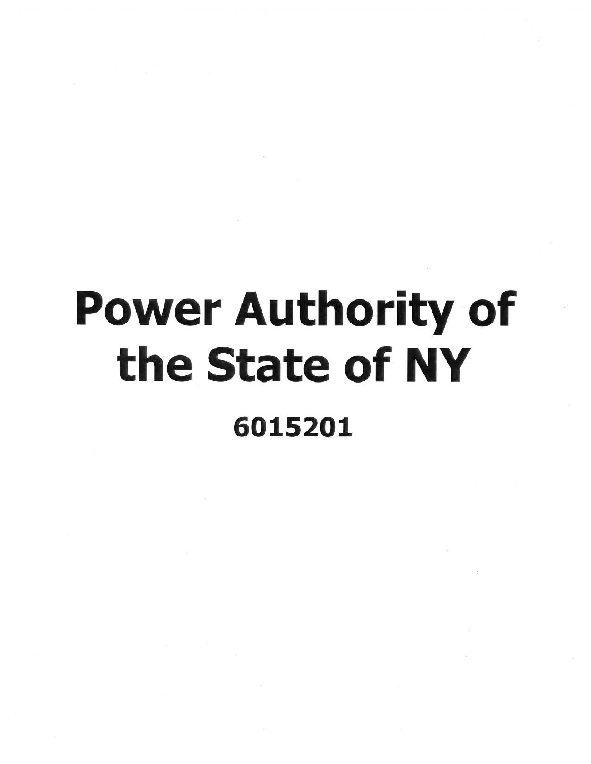# Power Authority of the State of NY

**6015201**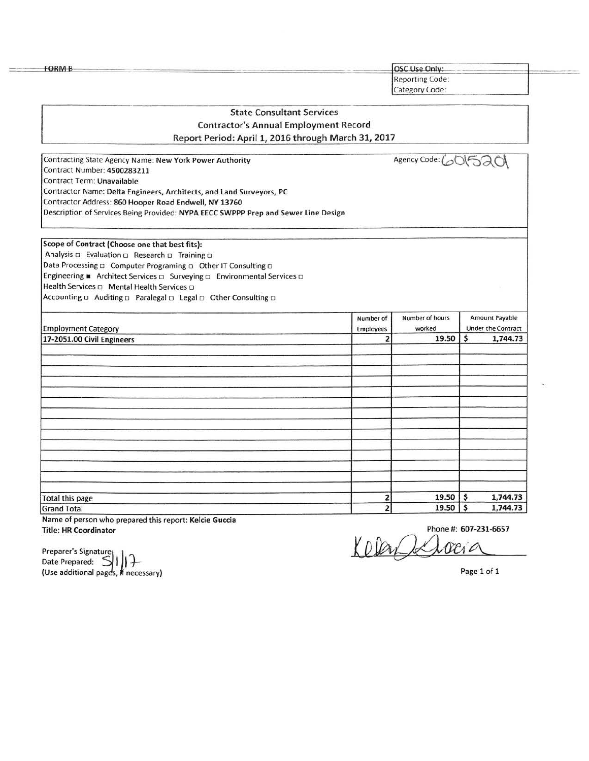FORM B

| OSC Use Only: |
|---|
| Reporting Code: |
| Category Code: |

**State Consultant Services**

**Contractor's Annual Employment Record**

**Report Period: April 1, 2016 through March 31, 2017**

Contracting State Agency Name: **New York Power Authority**

Agency Code: 601520

Contract Number: **4500283211**

Contract Term: **Unavailable**

Contractor Name: **Delta Engineers, Architects, and Land Surveyors, PC**

Contractor Address: **860 Hooper Road Endwell, NY 13760**

Description of Services Being Provided: **NYPA EECC SWPPP Prep and Sewer Line Design**

**Scope of Contract (Choose one that best fits):**

Analysis □ Evaluation □ Research □ Training □

Data Processing □ Computer Programing □ Other IT Consulting □

Engineering ■ Architect Services □ Surveying □ Environmental Services □

Health Services □ Mental Health Services □

Accounting □ Auditing □ Paralegal □ Legal □ Other Consulting □

| Employment Category | Number of Employees | Number of hours worked | Amount Payable Under the Contract |
|---|---|---|---|
| **17-2051.00 Civil Engineers** | **2** | **19.50** | **$ 1,744.73** |
| | | | |
| | | | |
| | | | |
| | | | |
| | | | |
| | | | |
| | | | |
| | | | |
| | | | |
| | | | |
| | | | |
| | | | |
| | | | |
| | | | |
| Total this page | **2** | **19.50** | **$ 1,744.73** |
| Grand Total | **2** | **19.50** | **$ 1,744.73** |

Name of person who prepared this report: **Kelcie Guccia**

Title: **HR Coordinator**

Phone #: **607-231-6657**

Preparer's Signature: Kelcie Guccia

Date Prepared: 5/1/17

(Use additional pages, if necessary)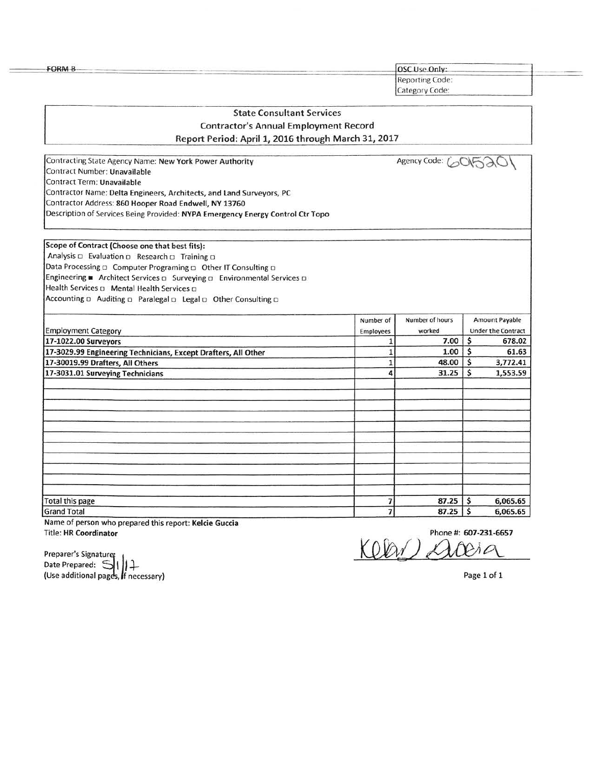FORM B

| OSC Use Only: |
|---|
| Reporting Code: |
| Category Code: |

## State Consultant Services
## Contractor's Annual Employment Record
## Report Period: April 1, 2016 through March 31, 2017

Contracting State Agency Name: **New York Power Authority** Agency Code: 601520

Contract Number: **Unavailable**

Contract Term: **Unavailable**

Contractor Name: **Delta Engineers, Architects, and Land Surveyors, PC**

Contractor Address: **860 Hooper Road Endwell, NY 13760**

Description of Services Being Provided: **NYPA Emergency Energy Control Ctr Topo**

**Scope of Contract (Choose one that best fits):**

Analysis □ Evaluation □ Research □ Training □

Data Processing □ Computer Programing □ Other IT Consulting □

Engineering ■ Architect Services □ Surveying □ Environmental Services □

Health Services □ Mental Health Services □

Accounting □ Auditing □ Paralegal □ Legal □ Other Consulting □

| Employment Category | Number of Employees | Number of hours worked | Amount Payable Under the Contract |
|---|---|---|---|
| **17-1022.00 Surveyors** | 1 | **7.00** | **$ 678.02** |
| **17-3029.99 Engineering Technicians, Except Drafters, All Other** | 1 | **1.00** | **$ 61.63** |
| **17-30019.99 Drafters, All Others** | 1 | **48.00** | **$ 3,772.41** |
| **17-3031.01 Surveying Technicians** | 4 | **31.25** | **$ 1,553.59** |
| | | | |
| | | | |
| | | | |
| | | | |
| | | | |
| | | | |
| | | | |
| | | | |
| | | | |
| | | | |
| | | | |
| Total this page | 7 | **87.25** | **$ 6,065.65** |
| Grand Total | 7 | **87.25** | **$ 6,065.65** |

Name of person who prepared this report: **Kelcie Guccia**

Title: **HR Coordinator** Phone #: **607-231-6657**

Preparer's Signature: Kelcie Guccia

Date Prepared: 5/1/17

(Use additional pages, if necessary)